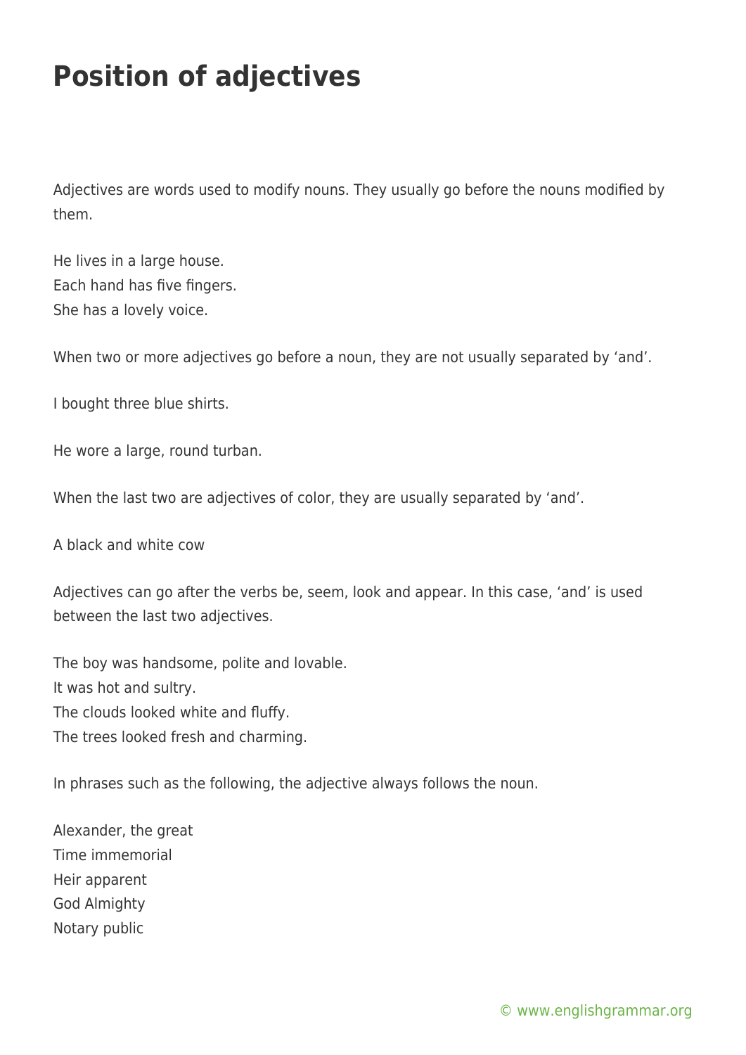# Position of adjectives

Adjectives are words used to modify nouns. They usually go before the nouns modified by them.

He lives in a large house.
Each hand has five fingers.
She has a lovely voice.

When two or more adjectives go before a noun, they are not usually separated by 'and'.

I bought three blue shirts.

He wore a large, round turban.

When the last two are adjectives of color, they are usually separated by 'and'.

A black and white cow

Adjectives can go after the verbs be, seem, look and appear. In this case, 'and' is used between the last two adjectives.

The boy was handsome, polite and lovable.
It was hot and sultry.
The clouds looked white and fluffy.
The trees looked fresh and charming.

In phrases such as the following, the adjective always follows the noun.

Alexander, the great
Time immemorial
Heir apparent
God Almighty
Notary public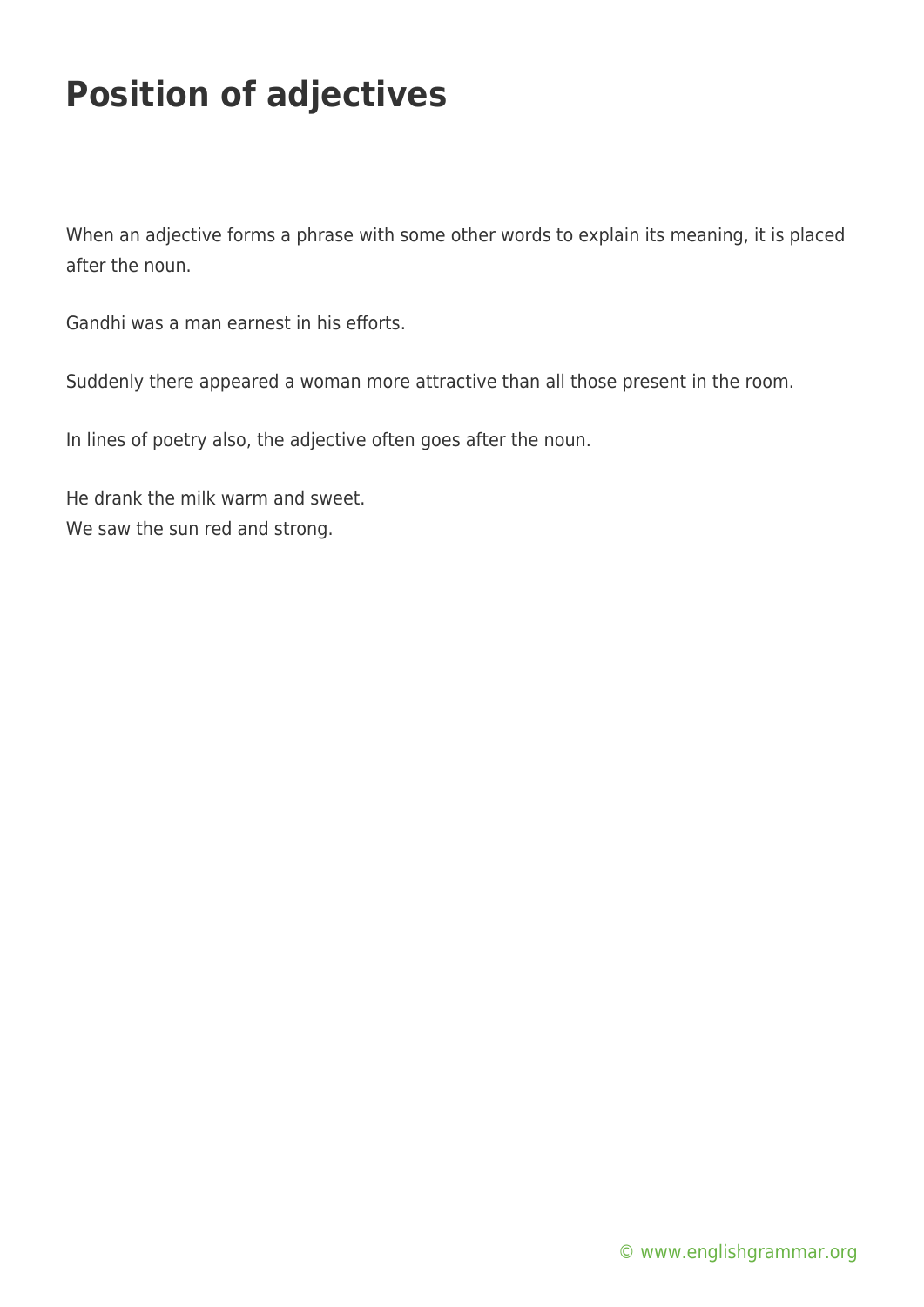# Position of adjectives

When an adjective forms a phrase with some other words to explain its meaning, it is placed after the noun.

Gandhi was a man earnest in his efforts.

Suddenly there appeared a woman more attractive than all those present in the room.

In lines of poetry also, the adjective often goes after the noun.

He drank the milk warm and sweet.
We saw the sun red and strong.